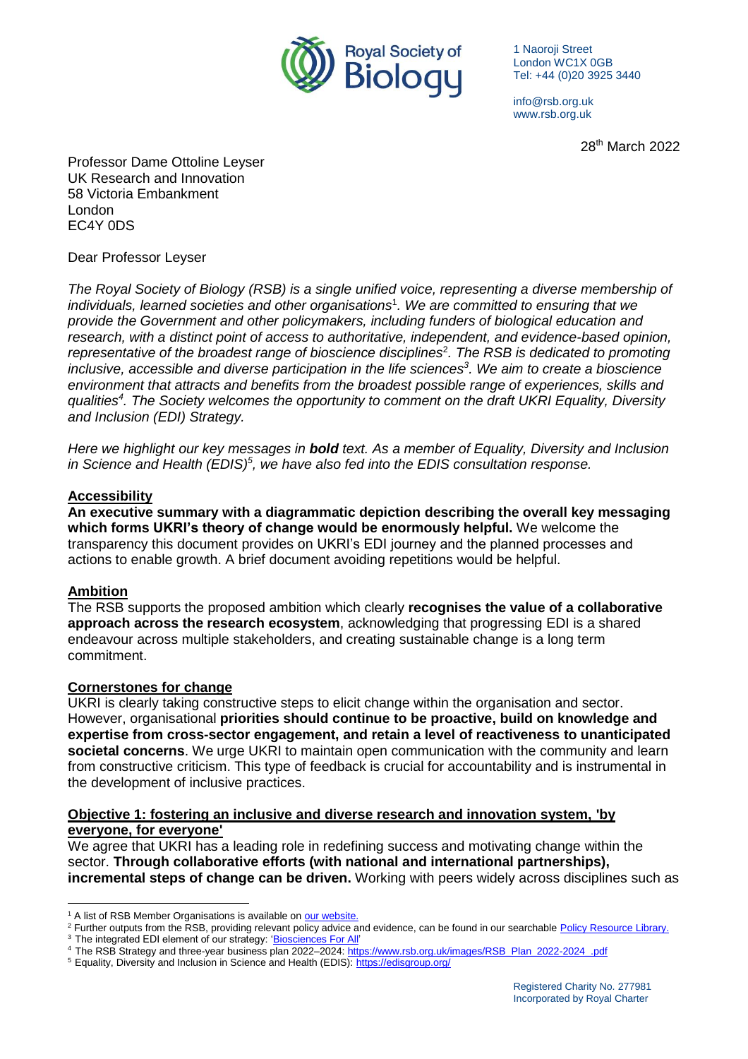Royal Society of Biology

1 Naoroji Street
London WC1X 0GB
Tel: +44 (0)20 3925 3440

info@rsb.org.uk
www.rsb.org.uk

28th March 2022

Professor Dame Ottoline Leyser
UK Research and Innovation
58 Victoria Embankment
London
EC4Y 0DS

Dear Professor Leyser

*The Royal Society of Biology (RSB) is a single unified voice, representing a diverse membership of individuals, learned societies and other organisations*[1]*. We are committed to ensuring that we provide the Government and other policymakers, including funders of biological education and research, with a distinct point of access to authoritative, independent, and evidence-based opinion, representative of the broadest range of bioscience disciplines*[2]*. The RSB is dedicated to promoting inclusive, accessible and diverse participation in the life sciences*[3]*. We aim to create a bioscience environment that attracts and benefits from the broadest possible range of experiences, skills and qualities*[4]*. The Society welcomes the opportunity to comment on the draft UKRI Equality, Diversity and Inclusion (EDI) Strategy.*

*Here we highlight our key messages in* ***bold*** *text. As a member of Equality, Diversity and Inclusion in Science and Health (EDIS)*[5]*, we have also fed into the EDIS consultation response.*

## Accessibility

**An executive summary with a diagrammatic depiction describing the overall key messaging which forms UKRI's theory of change would be enormously helpful.** We welcome the transparency this document provides on UKRI's EDI journey and the planned processes and actions to enable growth. A brief document avoiding repetitions would be helpful.

## Ambition

The RSB supports the proposed ambition which clearly **recognises the value of a collaborative approach across the research ecosystem**, acknowledging that progressing EDI is a shared endeavour across multiple stakeholders, and creating sustainable change is a long term commitment.

## Cornerstones for change

UKRI is clearly taking constructive steps to elicit change within the organisation and sector. However, organisational **priorities should continue to be proactive, build on knowledge and expertise from cross-sector engagement, and retain a level of reactiveness to unanticipated societal concerns**. We urge UKRI to maintain open communication with the community and learn from constructive criticism. This type of feedback is crucial for accountability and is instrumental in the development of inclusive practices.

## Objective 1: fostering an inclusive and diverse research and innovation system, 'by everyone, for everyone'

We agree that UKRI has a leading role in redefining success and motivating change within the sector. **Through collaborative efforts (with national and international partnerships), incremental steps of change can be driven.** Working with peers widely across disciplines such as

---

[1] A list of RSB Member Organisations is available on our website.

[2] Further outputs from the RSB, providing relevant policy advice and evidence, can be found in our searchable Policy Resource Library.

[3] The integrated EDI element of our strategy: 'Biosciences For All'

[4] The RSB Strategy and three-year business plan 2022–2024: https://www.rsb.org.uk/images/RSB_Plan_2022-2024_.pdf

[5] Equality, Diversity and Inclusion in Science and Health (EDIS): https://edisgroup.org/

Registered Charity No. 277981
Incorporated by Royal Charter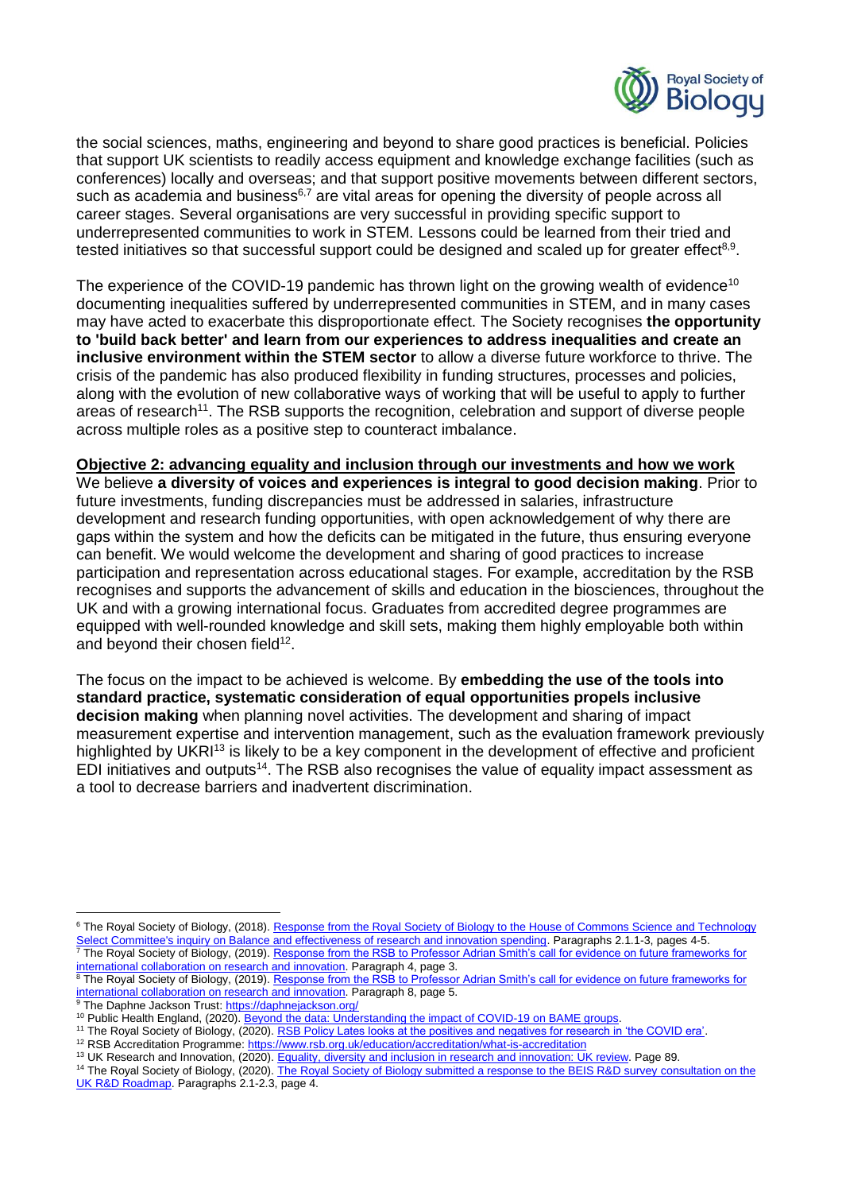the social sciences, maths, engineering and beyond to share good practices is beneficial. Policies that support UK scientists to readily access equipment and knowledge exchange facilities (such as conferences) locally and overseas; and that support positive movements between different sectors, such as academia and business[6,7] are vital areas for opening the diversity of people across all career stages. Several organisations are very successful in providing specific support to underrepresented communities to work in STEM. Lessons could be learned from their tried and tested initiatives so that successful support could be designed and scaled up for greater effect[8,9].

The experience of the COVID-19 pandemic has thrown light on the growing wealth of evidence[10] documenting inequalities suffered by underrepresented communities in STEM, and in many cases may have acted to exacerbate this disproportionate effect. The Society recognises **the opportunity to 'build back better' and learn from our experiences to address inequalities and create an inclusive environment within the STEM sector** to allow a diverse future workforce to thrive. The crisis of the pandemic has also produced flexibility in funding structures, processes and policies, along with the evolution of new collaborative ways of working that will be useful to apply to further areas of research[11]. The RSB supports the recognition, celebration and support of diverse people across multiple roles as a positive step to counteract imbalance.

**Objective 2: advancing equality and inclusion through our investments and how we work**

We believe **a diversity of voices and experiences is integral to good decision making**. Prior to future investments, funding discrepancies must be addressed in salaries, infrastructure development and research funding opportunities, with open acknowledgement of why there are gaps within the system and how the deficits can be mitigated in the future, thus ensuring everyone can benefit. We would welcome the development and sharing of good practices to increase participation and representation across educational stages. For example, accreditation by the RSB recognises and supports the advancement of skills and education in the biosciences, throughout the UK and with a growing international focus. Graduates from accredited degree programmes are equipped with well-rounded knowledge and skill sets, making them highly employable both within and beyond their chosen field[12].

The focus on the impact to be achieved is welcome. By **embedding the use of the tools into standard practice, systematic consideration of equal opportunities propels inclusive decision making** when planning novel activities. The development and sharing of impact measurement expertise and intervention management, such as the evaluation framework previously highlighted by UKRI[13] is likely to be a key component in the development of effective and proficient EDI initiatives and outputs[14]. The RSB also recognises the value of equality impact assessment as a tool to decrease barriers and inadvertent discrimination.

---

[6] The Royal Society of Biology, (2018). Response from the Royal Society of Biology to the House of Commons Science and Technology Select Committee's inquiry on Balance and effectiveness of research and innovation spending. Paragraphs 2.1.1-3, pages 4-5.

[7] The Royal Society of Biology, (2019). Response from the RSB to Professor Adrian Smith's call for evidence on future frameworks for international collaboration on research and innovation. Paragraph 4, page 3.

[8] The Royal Society of Biology, (2019). Response from the RSB to Professor Adrian Smith's call for evidence on future frameworks for international collaboration on research and innovation. Paragraph 8, page 5.

[9] The Daphne Jackson Trust: https://daphnejackson.org/

[10] Public Health England, (2020). Beyond the data: Understanding the impact of COVID-19 on BAME groups.

[11] The Royal Society of Biology, (2020). RSB Policy Lates looks at the positives and negatives for research in 'the COVID era'.

[12] RSB Accreditation Programme: https://www.rsb.org.uk/education/accreditation/what-is-accreditation

[13] UK Research and Innovation, (2020). Equality, diversity and inclusion in research and innovation: UK review. Page 89.

[14] The Royal Society of Biology, (2020). The Royal Society of Biology submitted a response to the BEIS R&D survey consultation on the UK R&D Roadmap. Paragraphs 2.1-2.3, page 4.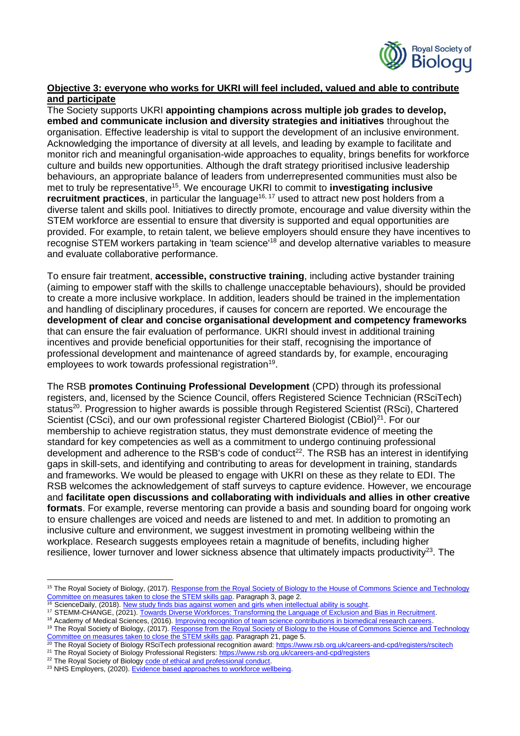**Objective 3: everyone who works for UKRI will feel included, valued and able to contribute and participate**

The Society supports UKRI **appointing champions across multiple job grades to develop, embed and communicate inclusion and diversity strategies and initiatives** throughout the organisation. Effective leadership is vital to support the development of an inclusive environment. Acknowledging the importance of diversity at all levels, and leading by example to facilitate and monitor rich and meaningful organisation-wide approaches to equality, brings benefits for workforce culture and builds new opportunities. Although the draft strategy prioritised inclusive leadership behaviours, an appropriate balance of leaders from underrepresented communities must also be met to truly be representative[15]. We encourage UKRI to commit to **investigating inclusive recruitment practices**, in particular the language[16, 17] used to attract new post holders from a diverse talent and skills pool. Initiatives to directly promote, encourage and value diversity within the STEM workforce are essential to ensure that diversity is supported and equal opportunities are provided. For example, to retain talent, we believe employers should ensure they have incentives to recognise STEM workers partaking in 'team science'[18] and develop alternative variables to measure and evaluate collaborative performance.

To ensure fair treatment, **accessible, constructive training**, including active bystander training (aiming to empower staff with the skills to challenge unacceptable behaviours), should be provided to create a more inclusive workplace. In addition, leaders should be trained in the implementation and handling of disciplinary procedures, if causes for concern are reported. We encourage the **development of clear and concise organisational development and competency frameworks** that can ensure the fair evaluation of performance. UKRI should invest in additional training incentives and provide beneficial opportunities for their staff, recognising the importance of professional development and maintenance of agreed standards by, for example, encouraging employees to work towards professional registration[19].

The RSB **promotes Continuing Professional Development** (CPD) through its professional registers, and, licensed by the Science Council, offers Registered Science Technician (RSciTech) status[20]. Progression to higher awards is possible through Registered Scientist (RSci), Chartered Scientist (CSci), and our own professional register Chartered Biologist (CBiol)[21]. For our membership to achieve registration status, they must demonstrate evidence of meeting the standard for key competencies as well as a commitment to undergo continuing professional development and adherence to the RSB's code of conduct[22]. The RSB has an interest in identifying gaps in skill-sets, and identifying and contributing to areas for development in training, standards and frameworks. We would be pleased to engage with UKRI on these as they relate to EDI. The RSB welcomes the acknowledgement of staff surveys to capture evidence. However, we encourage and **facilitate open discussions and collaborating with individuals and allies in other creative formats**. For example, reverse mentoring can provide a basis and sounding board for ongoing work to ensure challenges are voiced and needs are listened to and met. In addition to promoting an inclusive culture and environment, we suggest investment in promoting wellbeing within the workplace. Research suggests employees retain a magnitude of benefits, including higher resilience, lower turnover and lower sickness absence that ultimately impacts productivity[23]. The

---

[15] The Royal Society of Biology, (2017). Response from the Royal Society of Biology to the House of Commons Science and Technology Committee on measures taken to close the STEM skills gap. Paragraph 3, page 2.

[16] ScienceDaily, (2018). New study finds bias against women and girls when intellectual ability is sought.

[17] STEMM-CHANGE, (2021). Towards Diverse Workforces: Transforming the Language of Exclusion and Bias in Recruitment.

[18] Academy of Medical Sciences, (2016). Improving recognition of team science contributions in biomedical research careers.

[19] The Royal Society of Biology, (2017). Response from the Royal Society of Biology to the House of Commons Science and Technology Committee on measures taken to close the STEM skills gap. Paragraph 21, page 5.

[20] The Royal Society of Biology RSciTech professional recognition award: https://www.rsb.org.uk/careers-and-cpd/registers/rscitech

[21] The Royal Society of Biology Professional Registers: https://www.rsb.org.uk/careers-and-cpd/registers

[22] The Royal Society of Biology code of ethical and professional conduct.

[23] NHS Employers, (2020). Evidence based approaches to workforce wellbeing.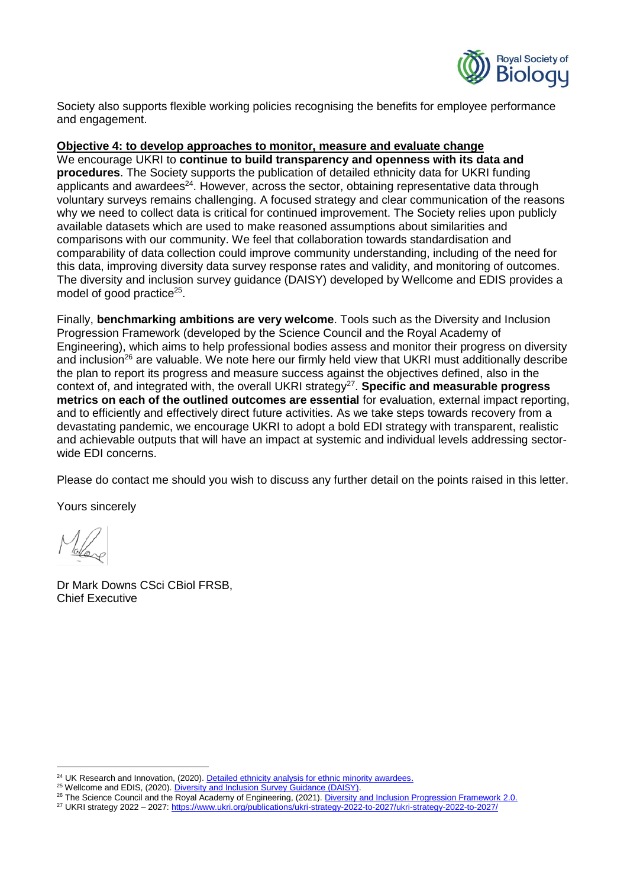Society also supports flexible working policies recognising the benefits for employee performance and engagement.

**Objective 4: to develop approaches to monitor, measure and evaluate change**

We encourage UKRI to **continue to build transparency and openness with its data and procedures**. The Society supports the publication of detailed ethnicity data for UKRI funding applicants and awardees[24]. However, across the sector, obtaining representative data through voluntary surveys remains challenging. A focused strategy and clear communication of the reasons why we need to collect data is critical for continued improvement. The Society relies upon publicly available datasets which are used to make reasoned assumptions about similarities and comparisons with our community. We feel that collaboration towards standardisation and comparability of data collection could improve community understanding, including of the need for this data, improving diversity data survey response rates and validity, and monitoring of outcomes. The diversity and inclusion survey guidance (DAISY) developed by Wellcome and EDIS provides a model of good practice[25].

Finally, **benchmarking ambitions are very welcome**. Tools such as the Diversity and Inclusion Progression Framework (developed by the Science Council and the Royal Academy of Engineering), which aims to help professional bodies assess and monitor their progress on diversity and inclusion[26] are valuable. We note here our firmly held view that UKRI must additionally describe the plan to report its progress and measure success against the objectives defined, also in the context of, and integrated with, the overall UKRI strategy[27]. **Specific and measurable progress metrics on each of the outlined outcomes are essential** for evaluation, external impact reporting, and to efficiently and effectively direct future activities. As we take steps towards recovery from a devastating pandemic, we encourage UKRI to adopt a bold EDI strategy with transparent, realistic and achievable outputs that will have an impact at systemic and individual levels addressing sector-wide EDI concerns.

Please do contact me should you wish to discuss any further detail on the points raised in this letter.

Yours sincerely

Dr Mark Downs CSci CBiol FRSB,
Chief Executive

---

[24] UK Research and Innovation, (2020). Detailed ethnicity analysis for ethnic minority awardees.

[25] Wellcome and EDIS, (2020). Diversity and Inclusion Survey Guidance (DAISY).

[26] The Science Council and the Royal Academy of Engineering, (2021). Diversity and Inclusion Progression Framework 2.0.

[27] UKRI strategy 2022 – 2027: https://www.ukri.org/publications/ukri-strategy-2022-to-2027/ukri-strategy-2022-to-2027/